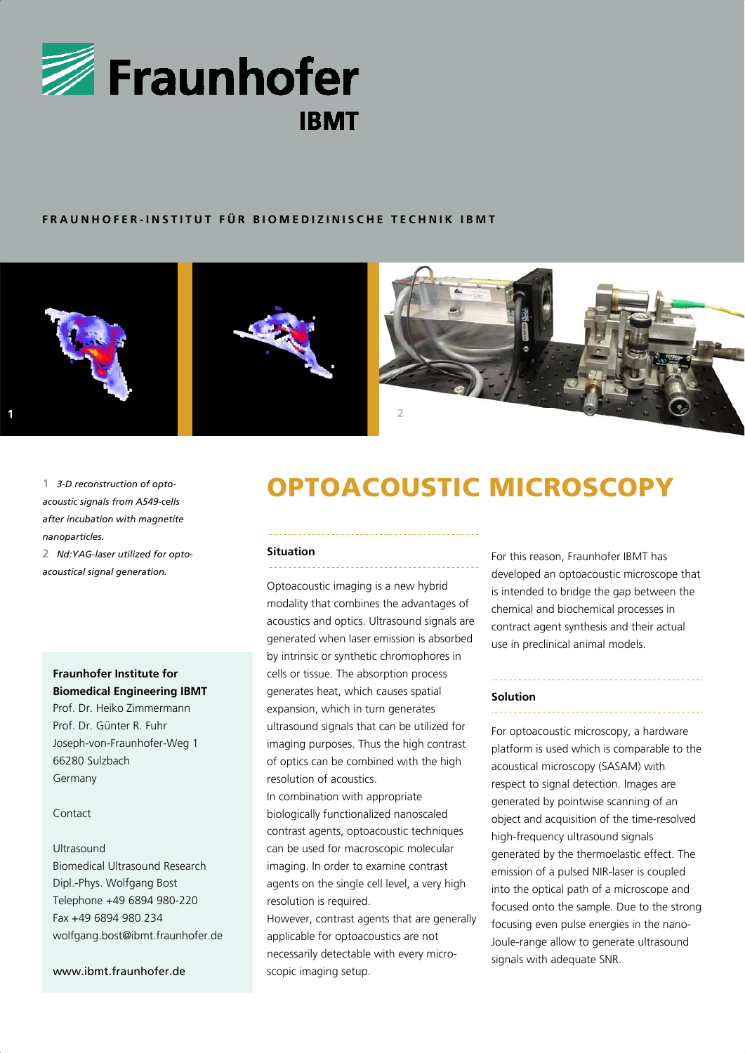# Fraunhofer IBMT

FRAUNHOFER-INSTITUT FÜR BIOMEDIZINISCHE TECHNIK IBMT

**1** *3-D reconstruction of opto-acoustic signals from A549-cells after incubation with magnetite nanoparticles.*

**2** *Nd:YAG-laser utilized for opto-acoustical signal generation.*

**Fraunhofer Institute for Biomedical Engineering IBMT**
Prof. Dr. Heiko Zimmermann
Prof. Dr. Günter R. Fuhr
Joseph-von-Fraunhofer-Weg 1
66280 Sulzbach
Germany

Contact

Ultrasound
Biomedical Ultrasound Research
Dipl.-Phys. Wolfgang Bost
Telephone +49 6894 980-220
Fax +49 6894 980 234
wolfgang.bost@ibmt.fraunhofer.de

www.ibmt.fraunhofer.de

# OPTOACOUSTIC MICROSCOPY

## Situation

Optoacoustic imaging is a new hybrid modality that combines the advantages of acoustics and optics. Ultrasound signals are generated when laser emission is absorbed by intrinsic or synthetic chromophores in cells or tissue. The absorption process generates heat, which causes spatial expansion, which in turn generates ultrasound signals that can be utilized for imaging purposes. Thus the high contrast of optics can be combined with the high resolution of acoustics.

In combination with appropriate biologically functionalized nanoscaled contrast agents, optoacoustic techniques can be used for macroscopic molecular imaging. In order to examine contrast agents on the single cell level, a very high resolution is required.

However, contrast agents that are generally applicable for optoacoustics are not necessarily detectable with every micro-scopic imaging setup.

For this reason, Fraunhofer IBMT has developed an optoacoustic microscope that is intended to bridge the gap between the chemical and biochemical processes in contract agent synthesis and their actual use in preclinical animal models.

## Solution

For optoacoustic microscopy, a hardware platform is used which is comparable to the acoustical microscopy (SASAM) with respect to signal detection. Images are generated by pointwise scanning of an object and acquisition of the time-resolved high-frequency ultrasound signals generated by the thermoelastic effect. The emission of a pulsed NIR-laser is coupled into the optical path of a microscope and focused onto the sample. Due to the strong focusing even pulse energies in the nano-Joule-range allow to generate ultrasound signals with adequate SNR.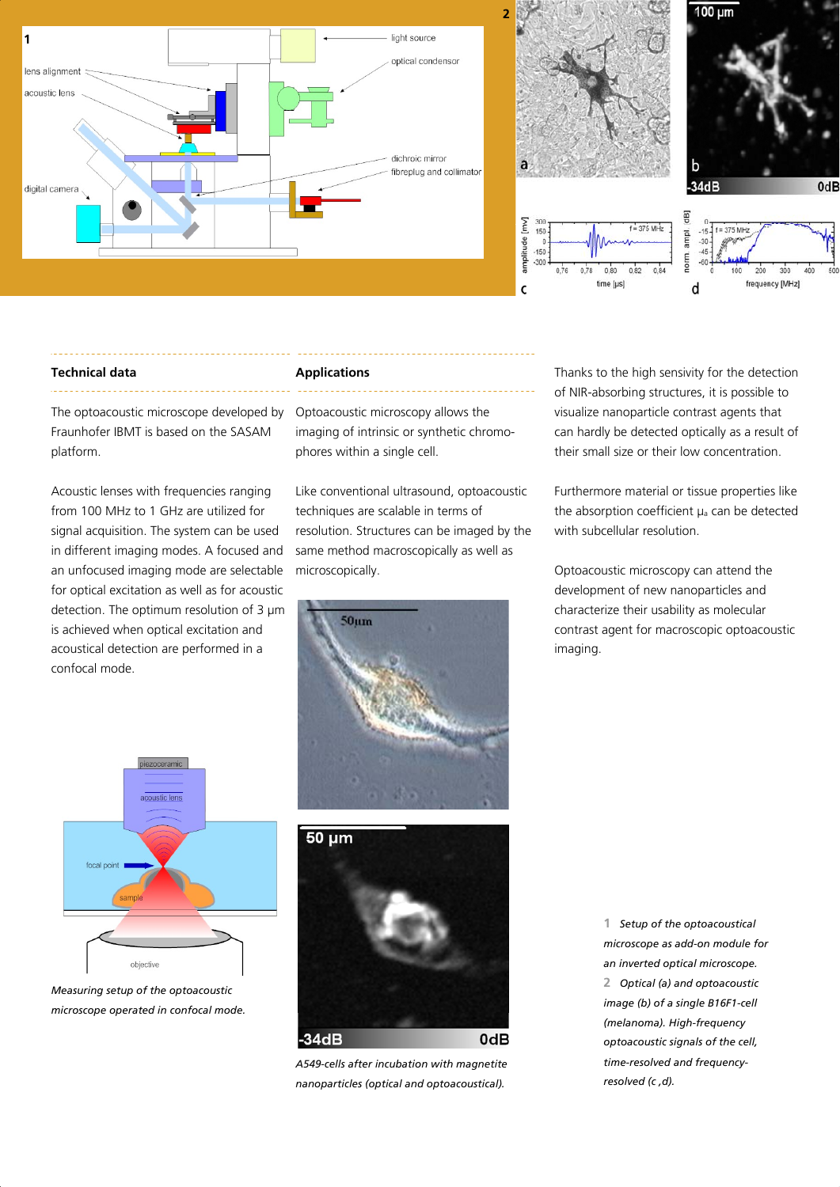## Technical data

The optoacoustic microscope developed by Fraunhofer IBMT is based on the SASAM platform.

Acoustic lenses with frequencies ranging from 100 MHz to 1 GHz are utilized for signal acquisition. The system can be used in different imaging modes. A focused and an unfocused imaging mode are selectable for optical excitation as well as for acoustic detection. The optimum resolution of 3 µm is achieved when optical excitation and acoustical detection are performed in a confocal mode.

*Measuring setup of the optoacoustic microscope operated in confocal mode.*

## Applications

Optoacoustic microscopy allows the imaging of intrinsic or synthetic chromophores within a single cell.

Like conventional ultrasound, optoacoustic techniques are scalable in terms of resolution. Structures can be imaged by the same method macroscopically as well as microscopically.

*A549-cells after incubation with magnetite nanoparticles (optical and optoacoustical).*

Thanks to the high sensivity for the detection of NIR-absorbing structures, it is possible to visualize nanoparticle contrast agents that can hardly be detected optically as a result of their small size or their low concentration.

Furthermore material or tissue properties like the absorption coefficient $\mu_a$ can be detected with subcellular resolution.

Optoacoustic microscopy can attend the development of new nanoparticles and characterize their usability as molecular contrast agent for macroscopic optoacoustic imaging.

**1** *Setup of the optoacoustical microscope as add-on module for an inverted optical microscope.*

**2** *Optical (a) and optoacoustic image (b) of a single B16F1-cell (melanoma). High-frequency optoacoustic signals of the cell, time-resolved and frequency-resolved (c ,d).*